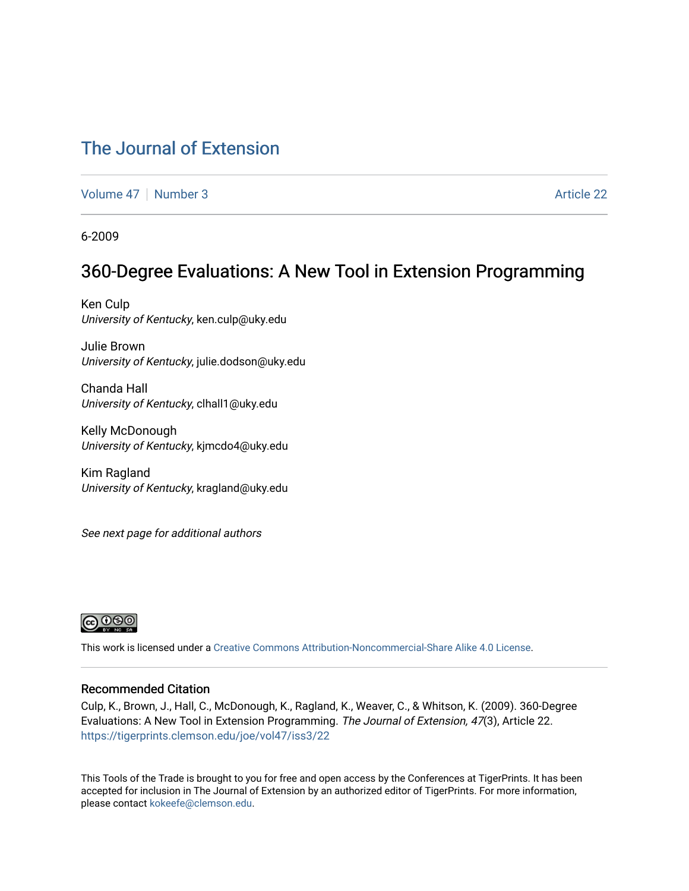# The Journal of Extension

Volume 47 | Number 3 | Article 22

6-2009

## 360-Degree Evaluations: A New Tool in Extension Programming

Ken Culp
*University of Kentucky*, ken.culp@uky.edu

Julie Brown
*University of Kentucky*, julie.dodson@uky.edu

Chanda Hall
*University of Kentucky*, clhall1@uky.edu

Kelly McDonough
*University of Kentucky*, kjmcdo4@uky.edu

Kim Ragland
*University of Kentucky*, kragland@uky.edu

*See next page for additional authors*

This work is licensed under a Creative Commons Attribution-Noncommercial-Share Alike 4.0 License.

### Recommended Citation

Culp, K., Brown, J., Hall, C., McDonough, K., Ragland, K., Weaver, C., & Whitson, K. (2009). 360-Degree Evaluations: A New Tool in Extension Programming. *The Journal of Extension, 47*(3), Article 22. https://tigerprints.clemson.edu/joe/vol47/iss3/22

This Tools of the Trade is brought to you for free and open access by the Conferences at TigerPrints. It has been accepted for inclusion in The Journal of Extension by an authorized editor of TigerPrints. For more information, please contact kokeefe@clemson.edu.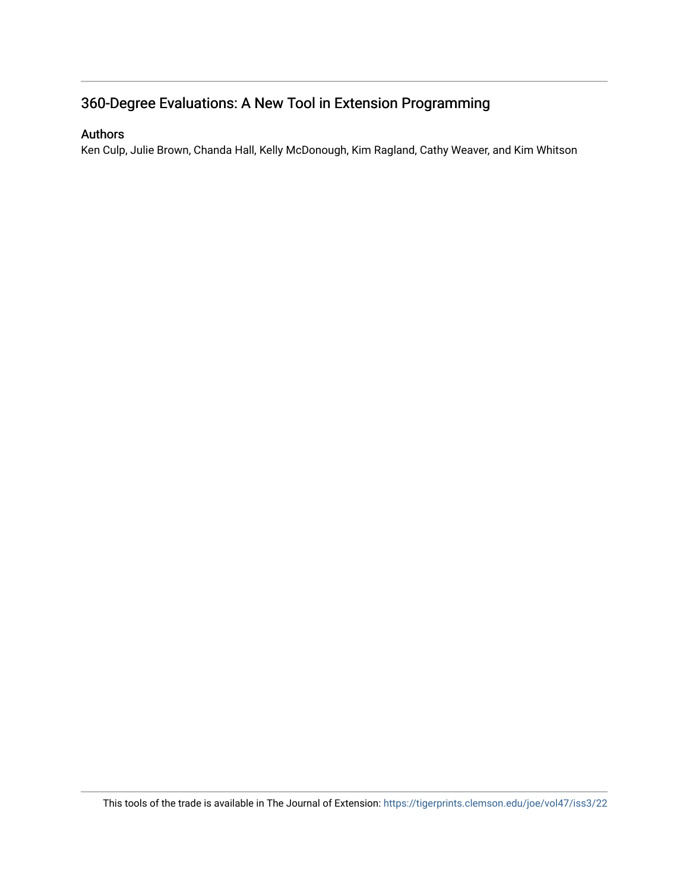## 360-Degree Evaluations: A New Tool in Extension Programming

### Authors

Ken Culp, Julie Brown, Chanda Hall, Kelly McDonough, Kim Ragland, Cathy Weaver, and Kim Whitson

This tools of the trade is available in The Journal of Extension: https://tigerprints.clemson.edu/joe/vol47/iss3/22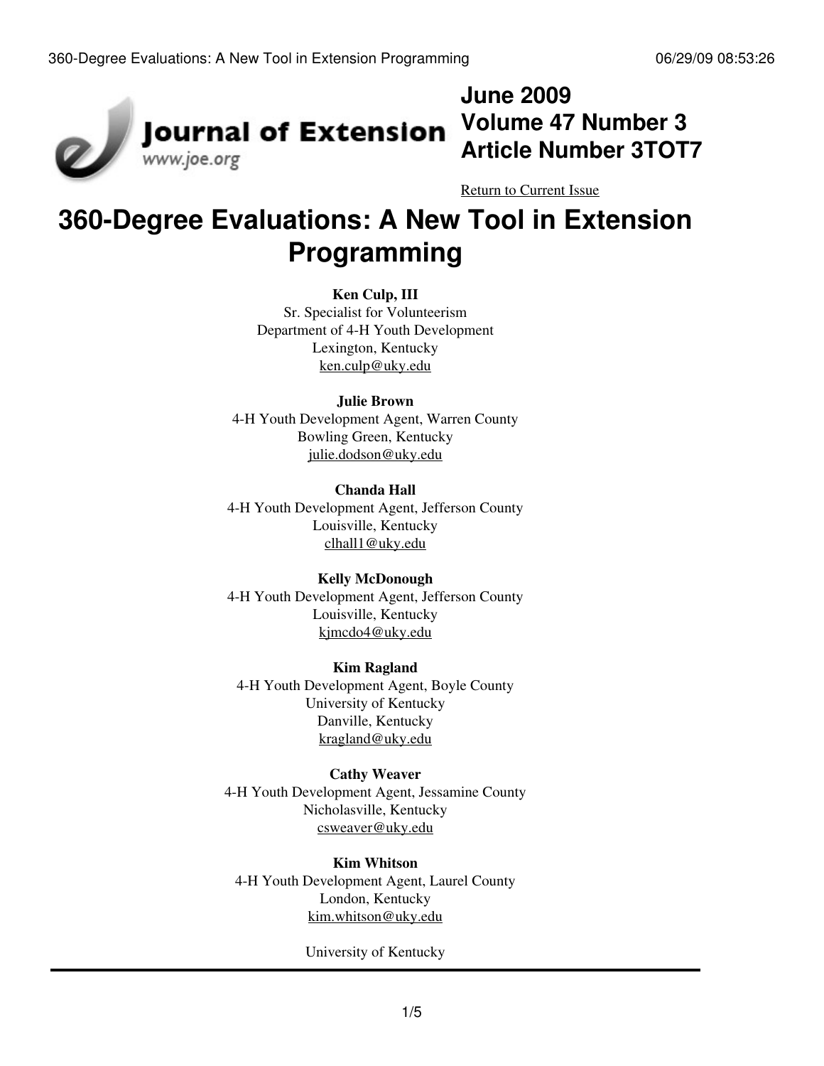# 360-Degree Evaluations: A New Tool in Extension Programming

**Ken Culp, III**
Sr. Specialist for Volunteerism
Department of 4-H Youth Development
Lexington, Kentucky
ken.culp@uky.edu

**Julie Brown**
4-H Youth Development Agent, Warren County
Bowling Green, Kentucky
julie.dodson@uky.edu

**Chanda Hall**
4-H Youth Development Agent, Jefferson County
Louisville, Kentucky
clhall1@uky.edu

**Kelly McDonough**
4-H Youth Development Agent, Jefferson County
Louisville, Kentucky
kjmcdo4@uky.edu

**Kim Ragland**
4-H Youth Development Agent, Boyle County
University of Kentucky
Danville, Kentucky
kragland@uky.edu

**Cathy Weaver**
4-H Youth Development Agent, Jessamine County
Nicholasville, Kentucky
csweaver@uky.edu

**Kim Whitson**
4-H Youth Development Agent, Laurel County
London, Kentucky
kim.whitson@uky.edu

University of Kentucky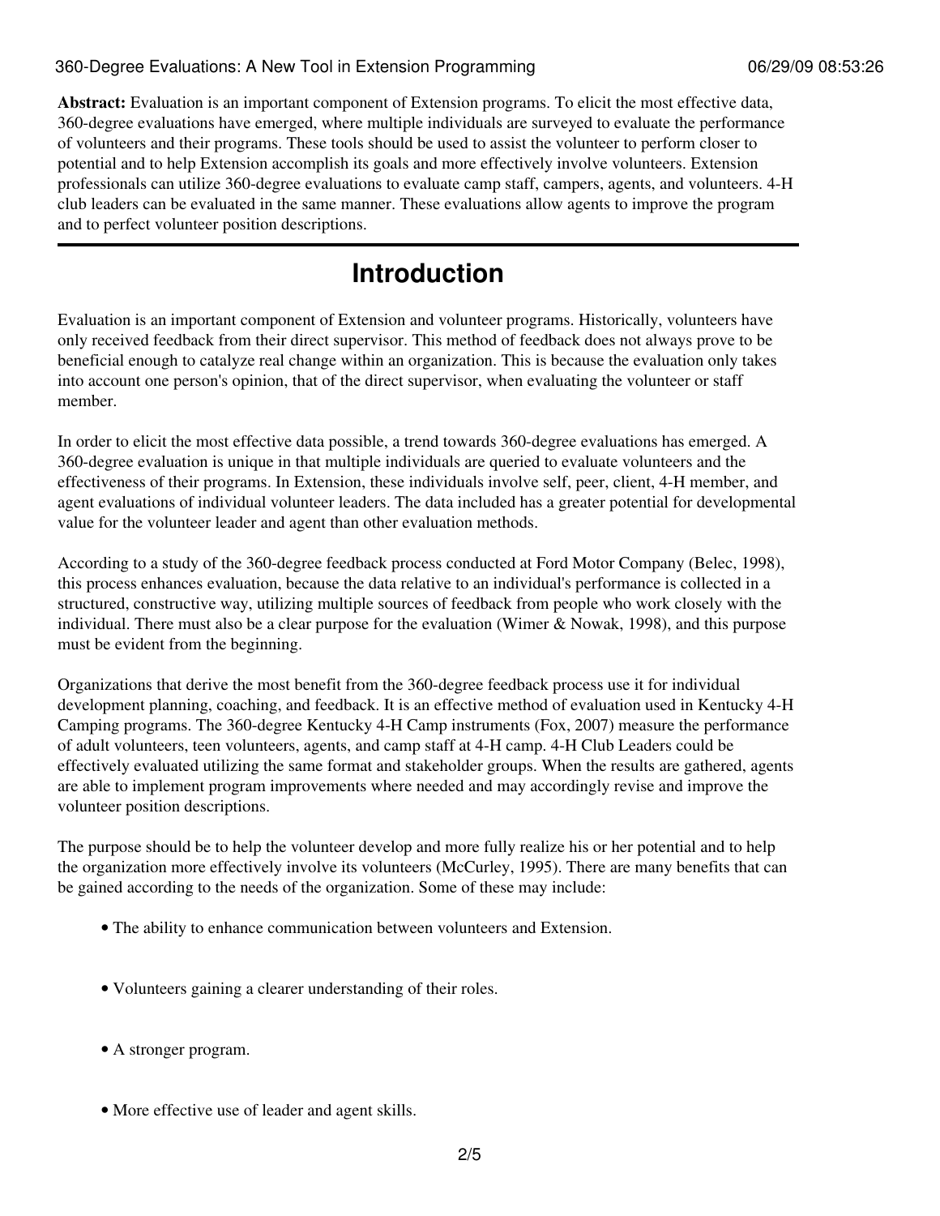**Abstract:** Evaluation is an important component of Extension programs. To elicit the most effective data, 360-degree evaluations have emerged, where multiple individuals are surveyed to evaluate the performance of volunteers and their programs. These tools should be used to assist the volunteer to perform closer to potential and to help Extension accomplish its goals and more effectively involve volunteers. Extension professionals can utilize 360-degree evaluations to evaluate camp staff, campers, agents, and volunteers. 4-H club leaders can be evaluated in the same manner. These evaluations allow agents to improve the program and to perfect volunteer position descriptions.

# Introduction

Evaluation is an important component of Extension and volunteer programs. Historically, volunteers have only received feedback from their direct supervisor. This method of feedback does not always prove to be beneficial enough to catalyze real change within an organization. This is because the evaluation only takes into account one person's opinion, that of the direct supervisor, when evaluating the volunteer or staff member.

In order to elicit the most effective data possible, a trend towards 360-degree evaluations has emerged. A 360-degree evaluation is unique in that multiple individuals are queried to evaluate volunteers and the effectiveness of their programs. In Extension, these individuals involve self, peer, client, 4-H member, and agent evaluations of individual volunteer leaders. The data included has a greater potential for developmental value for the volunteer leader and agent than other evaluation methods.

According to a study of the 360-degree feedback process conducted at Ford Motor Company (Belec, 1998), this process enhances evaluation, because the data relative to an individual's performance is collected in a structured, constructive way, utilizing multiple sources of feedback from people who work closely with the individual. There must also be a clear purpose for the evaluation (Wimer & Nowak, 1998), and this purpose must be evident from the beginning.

Organizations that derive the most benefit from the 360-degree feedback process use it for individual development planning, coaching, and feedback. It is an effective method of evaluation used in Kentucky 4-H Camping programs. The 360-degree Kentucky 4-H Camp instruments (Fox, 2007) measure the performance of adult volunteers, teen volunteers, agents, and camp staff at 4-H camp. 4-H Club Leaders could be effectively evaluated utilizing the same format and stakeholder groups. When the results are gathered, agents are able to implement program improvements where needed and may accordingly revise and improve the volunteer position descriptions.

The purpose should be to help the volunteer develop and more fully realize his or her potential and to help the organization more effectively involve its volunteers (McCurley, 1995). There are many benefits that can be gained according to the needs of the organization. Some of these may include:

- The ability to enhance communication between volunteers and Extension.
- Volunteers gaining a clearer understanding of their roles.
- A stronger program.
- More effective use of leader and agent skills.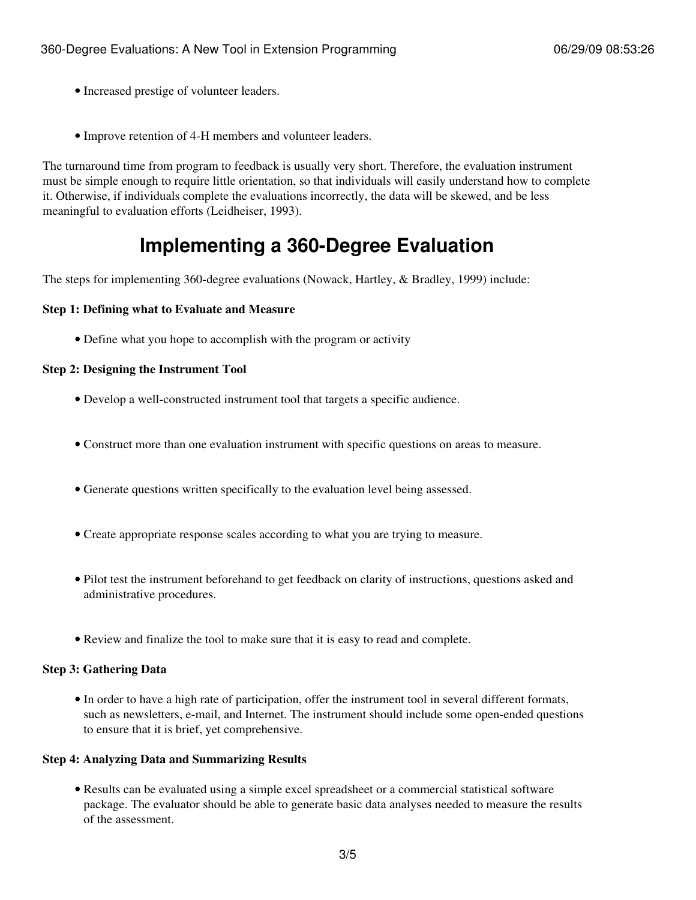- Increased prestige of volunteer leaders.
- Improve retention of 4-H members and volunteer leaders.

The turnaround time from program to feedback is usually very short. Therefore, the evaluation instrument must be simple enough to require little orientation, so that individuals will easily understand how to complete it. Otherwise, if individuals complete the evaluations incorrectly, the data will be skewed, and be less meaningful to evaluation efforts (Leidheiser, 1993).

## Implementing a 360-Degree Evaluation

The steps for implementing 360-degree evaluations (Nowack, Hartley, & Bradley, 1999) include:

**Step 1: Defining what to Evaluate and Measure**

- Define what you hope to accomplish with the program or activity

**Step 2: Designing the Instrument Tool**

- Develop a well-constructed instrument tool that targets a specific audience.
- Construct more than one evaluation instrument with specific questions on areas to measure.
- Generate questions written specifically to the evaluation level being assessed.
- Create appropriate response scales according to what you are trying to measure.
- Pilot test the instrument beforehand to get feedback on clarity of instructions, questions asked and administrative procedures.
- Review and finalize the tool to make sure that it is easy to read and complete.

**Step 3: Gathering Data**

- In order to have a high rate of participation, offer the instrument tool in several different formats, such as newsletters, e-mail, and Internet. The instrument should include some open-ended questions to ensure that it is brief, yet comprehensive.

**Step 4: Analyzing Data and Summarizing Results**

- Results can be evaluated using a simple excel spreadsheet or a commercial statistical software package. The evaluator should be able to generate basic data analyses needed to measure the results of the assessment.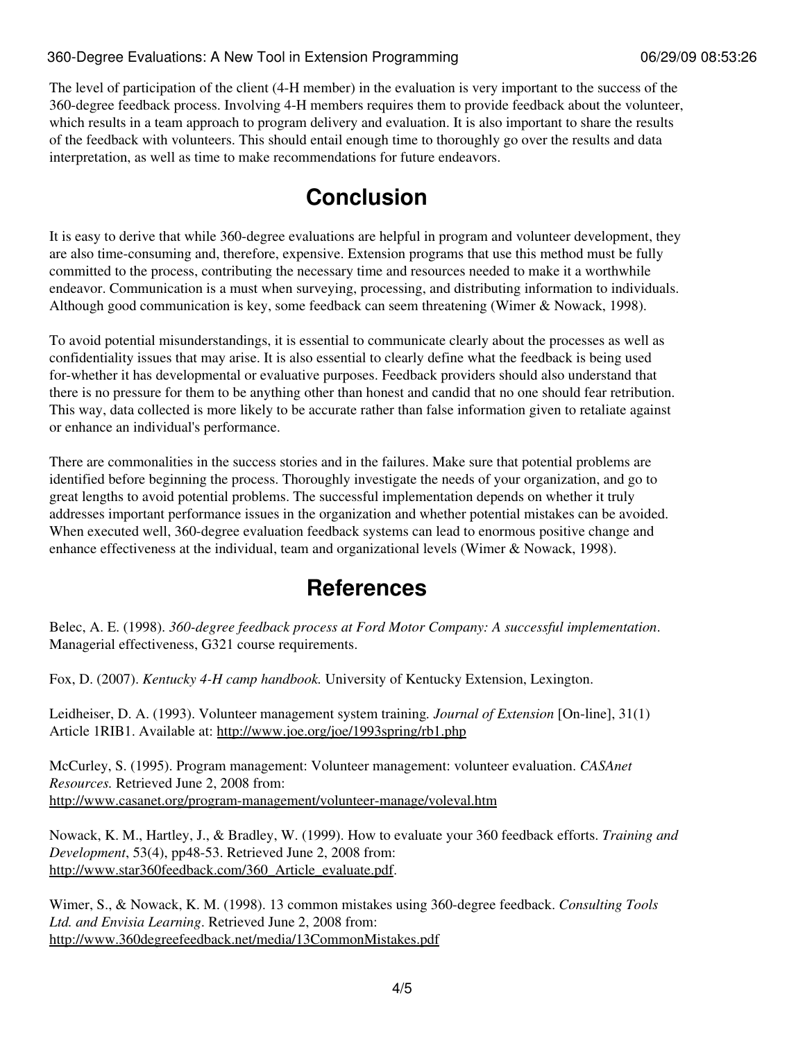The level of participation of the client (4-H member) in the evaluation is very important to the success of the 360-degree feedback process. Involving 4-H members requires them to provide feedback about the volunteer, which results in a team approach to program delivery and evaluation. It is also important to share the results of the feedback with volunteers. This should entail enough time to thoroughly go over the results and data interpretation, as well as time to make recommendations for future endeavors.

## Conclusion

It is easy to derive that while 360-degree evaluations are helpful in program and volunteer development, they are also time-consuming and, therefore, expensive. Extension programs that use this method must be fully committed to the process, contributing the necessary time and resources needed to make it a worthwhile endeavor. Communication is a must when surveying, processing, and distributing information to individuals. Although good communication is key, some feedback can seem threatening (Wimer & Nowack, 1998).

To avoid potential misunderstandings, it is essential to communicate clearly about the processes as well as confidentiality issues that may arise. It is also essential to clearly define what the feedback is being used for-whether it has developmental or evaluative purposes. Feedback providers should also understand that there is no pressure for them to be anything other than honest and candid that no one should fear retribution. This way, data collected is more likely to be accurate rather than false information given to retaliate against or enhance an individual's performance.

There are commonalities in the success stories and in the failures. Make sure that potential problems are identified before beginning the process. Thoroughly investigate the needs of your organization, and go to great lengths to avoid potential problems. The successful implementation depends on whether it truly addresses important performance issues in the organization and whether potential mistakes can be avoided. When executed well, 360-degree evaluation feedback systems can lead to enormous positive change and enhance effectiveness at the individual, team and organizational levels (Wimer & Nowack, 1998).

## References

Belec, A. E. (1998). *360-degree feedback process at Ford Motor Company: A successful implementation*. Managerial effectiveness, G321 course requirements.

Fox, D. (2007). *Kentucky 4-H camp handbook.* University of Kentucky Extension, Lexington.

Leidheiser, D. A. (1993). Volunteer management system training. *Journal of Extension* [On-line], 31(1) Article 1RIB1. Available at: http://www.joe.org/joe/1993spring/rb1.php

McCurley, S. (1995). Program management: Volunteer management: volunteer evaluation. *CASAnet Resources.* Retrieved June 2, 2008 from: http://www.casanet.org/program-management/volunteer-manage/voleval.htm

Nowack, K. M., Hartley, J., & Bradley, W. (1999). How to evaluate your 360 feedback efforts. *Training and Development*, 53(4), pp48-53. Retrieved June 2, 2008 from: http://www.star360feedback.com/360_Article_evaluate.pdf.

Wimer, S., & Nowack, K. M. (1998). 13 common mistakes using 360-degree feedback. *Consulting Tools Ltd. and Envisia Learning*. Retrieved June 2, 2008 from: http://www.360degreefeedback.net/media/13CommonMistakes.pdf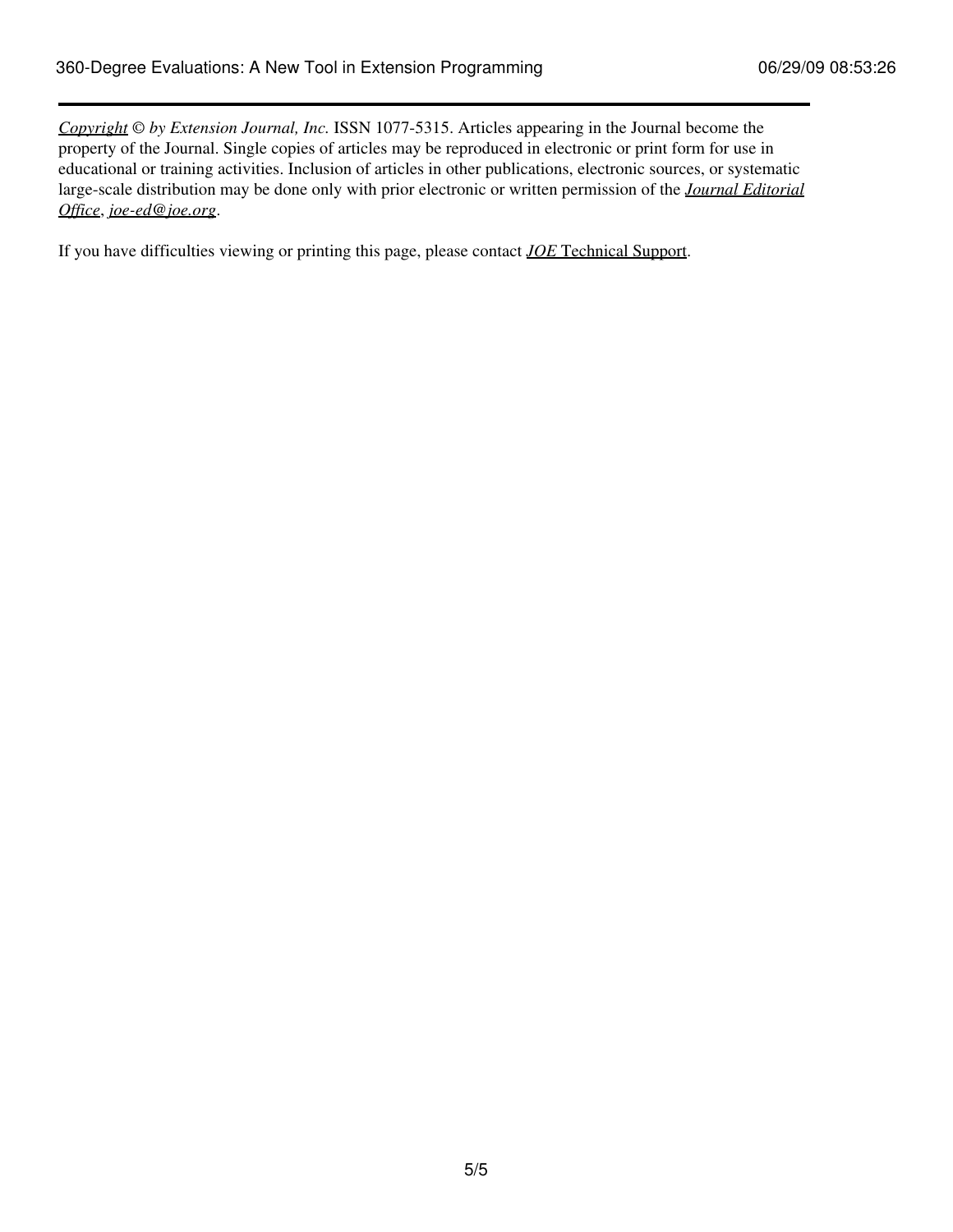---

*Copyright © by Extension Journal, Inc.* ISSN 1077-5315. Articles appearing in the Journal become the property of the Journal. Single copies of articles may be reproduced in electronic or print form for use in educational or training activities. Inclusion of articles in other publications, electronic sources, or systematic large-scale distribution may be done only with prior electronic or written permission of the *Journal Editorial Office*, *joe-ed@joe.org*.

If you have difficulties viewing or printing this page, please contact *JOE* Technical Support.